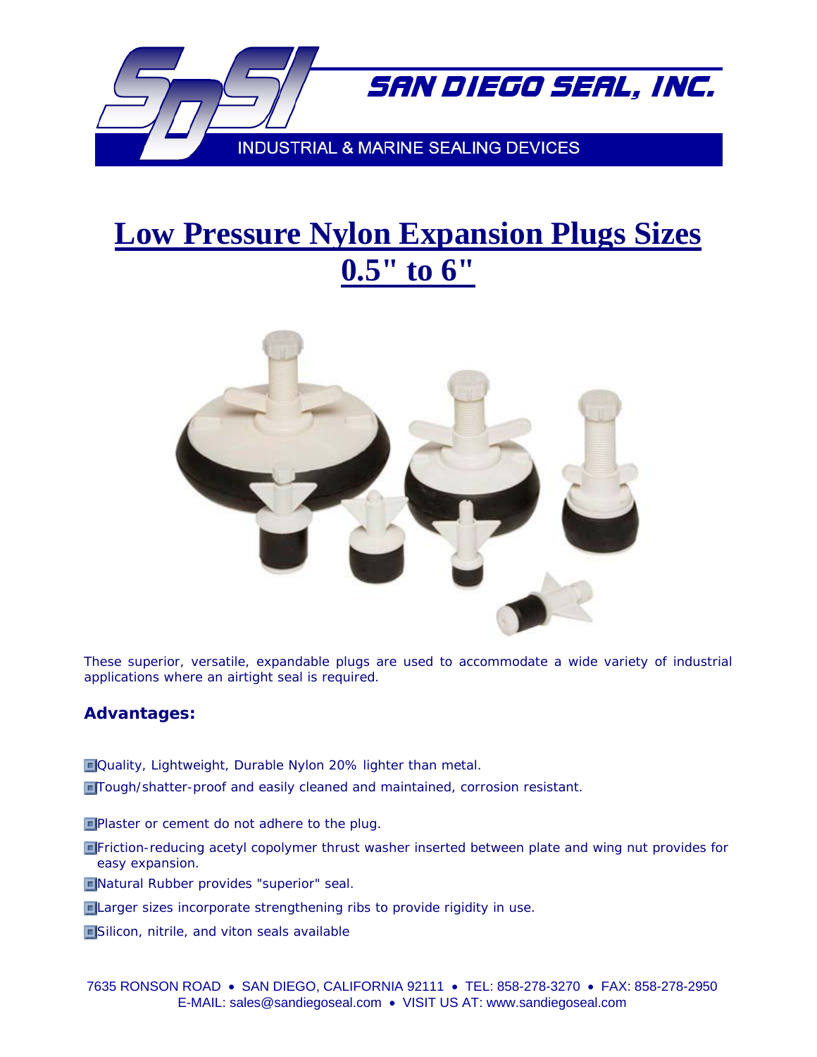SAN DIEGO SEAL, INC.

INDUSTRIAL & MARINE SEALING DEVICES

# Low Pressure Nylon Expansion Plugs Sizes 0.5" to 6"

These superior, versatile, expandable plugs are used to accommodate a wide variety of industrial applications where an airtight seal is required.

**Advantages:**

- Quality, Lightweight, Durable Nylon 20% lighter than metal.
- Tough/shatter-proof and easily cleaned and maintained, corrosion resistant.
- Plaster or cement do not adhere to the plug.
- Friction-reducing acetyl copolymer thrust washer inserted between plate and wing nut provides for easy expansion.
- Natural Rubber provides "superior" seal.
- Larger sizes incorporate strengthening ribs to provide rigidity in use.
- Silicon, nitrile, and viton seals available

7635 RONSON ROAD • SAN DIEGO, CALIFORNIA 92111 • TEL: 858-278-3270 • FAX: 858-278-2950
E-MAIL: sales@sandiegoseal.com • VISIT US AT: www.sandiegoseal.com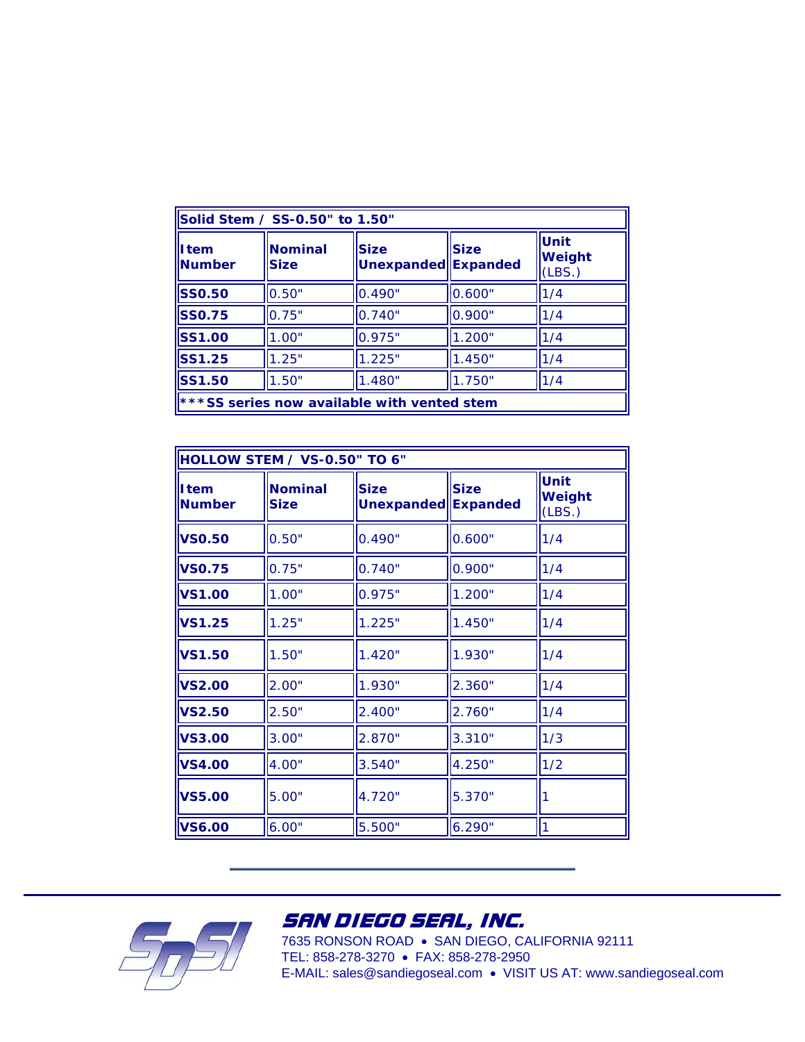| Solid Stem / SS-0.50" to 1.50" | | | | |
|---|---|---|---|---|
| **Item Number** | **Nominal Size** | **Size Unexpanded** | **Size Expanded** | **Unit Weight** (LBS.) |
| **SS0.50** | 0.50" | 0.490" | 0.600" | 1/4 |
| **SS0.75** | 0.75" | 0.740" | 0.900" | 1/4 |
| **SS1.00** | 1.00" | 0.975" | 1.200" | 1/4 |
| **SS1.25** | 1.25" | 1.225" | 1.450" | 1/4 |
| **SS1.50** | 1.50" | 1.480" | 1.750" | 1/4 |
| ***SS series now available with vented stem | | | | |

| HOLLOW STEM / VS-0.50" TO 6" | | | | |
|---|---|---|---|---|
| **Item Number** | **Nominal Size** | **Size Unexpanded** | **Size Expanded** | **Unit Weight** (LBS.) |
| **VS0.50** | 0.50" | 0.490" | 0.600" | 1/4 |
| **VS0.75** | 0.75" | 0.740" | 0.900" | 1/4 |
| **VS1.00** | 1.00" | 0.975" | 1.200" | 1/4 |
| **VS1.25** | 1.25" | 1.225" | 1.450" | 1/4 |
| **VS1.50** | 1.50" | 1.420" | 1.930" | 1/4 |
| **VS2.00** | 2.00" | 1.930" | 2.360" | 1/4 |
| **VS2.50** | 2.50" | 2.400" | 2.760" | 1/4 |
| **VS3.00** | 3.00" | 2.870" | 3.310" | 1/3 |
| **VS4.00** | 4.00" | 3.540" | 4.250" | 1/2 |
| **VS5.00** | 5.00" | 4.720" | 5.370" | 1 |
| **VS6.00** | 6.00" | 5.500" | 6.290" | 1 |

***SAN DIEGO SEAL, INC.***

7635 RONSON ROAD • SAN DIEGO, CALIFORNIA 92111
TEL: 858-278-3270 • FAX: 858-278-2950
E-MAIL: sales@sandiegoseal.com • VISIT US AT: www.sandiegoseal.com